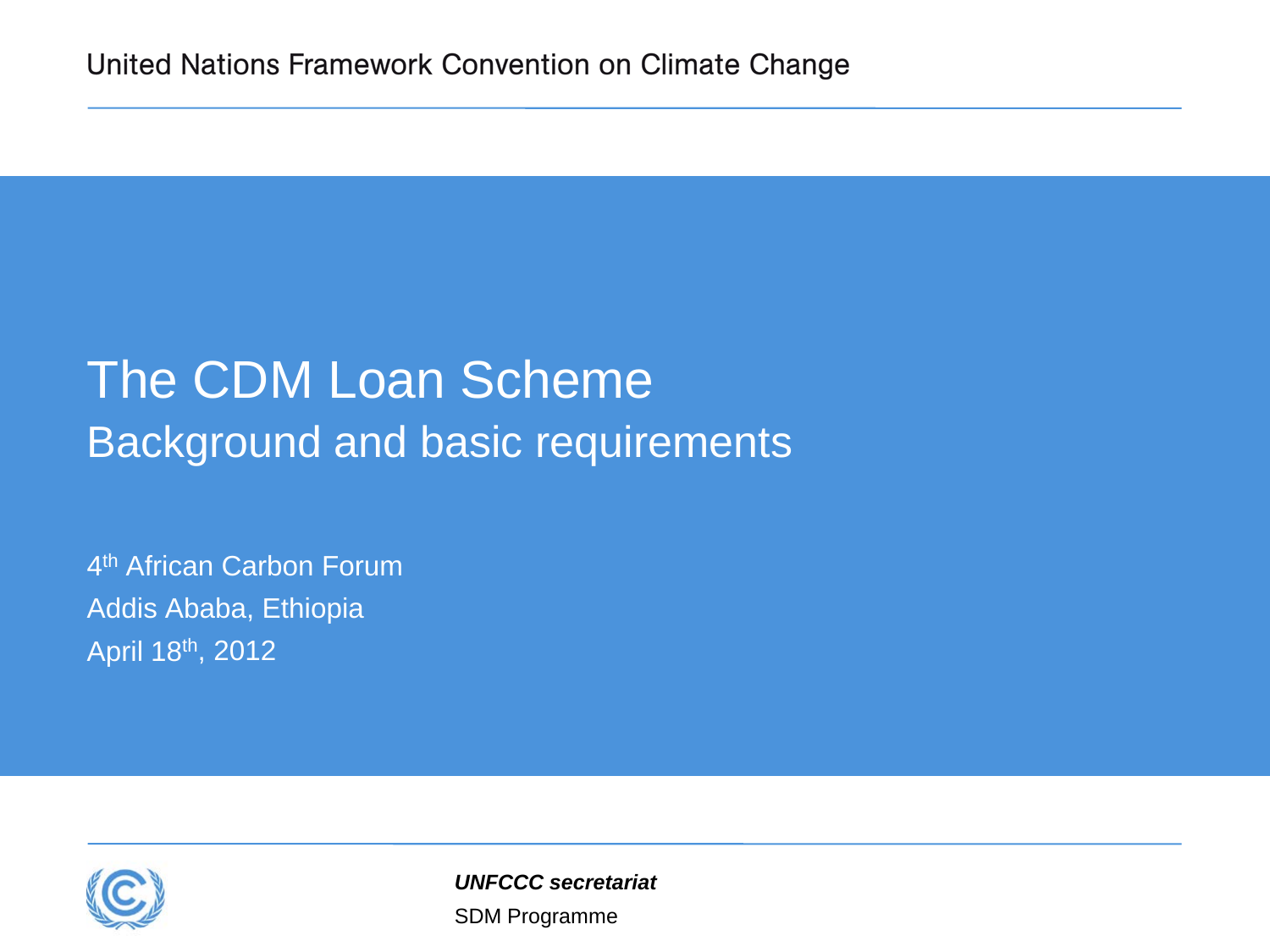United Nations Framework Convention on Climate Change

# The CDM Loan Scheme

## Background and basic requirements

4th African Carbon Forum

Addis Ababa, Ethiopia

April 18th, 2012

***UNFCCC secretariat***

SDM Programme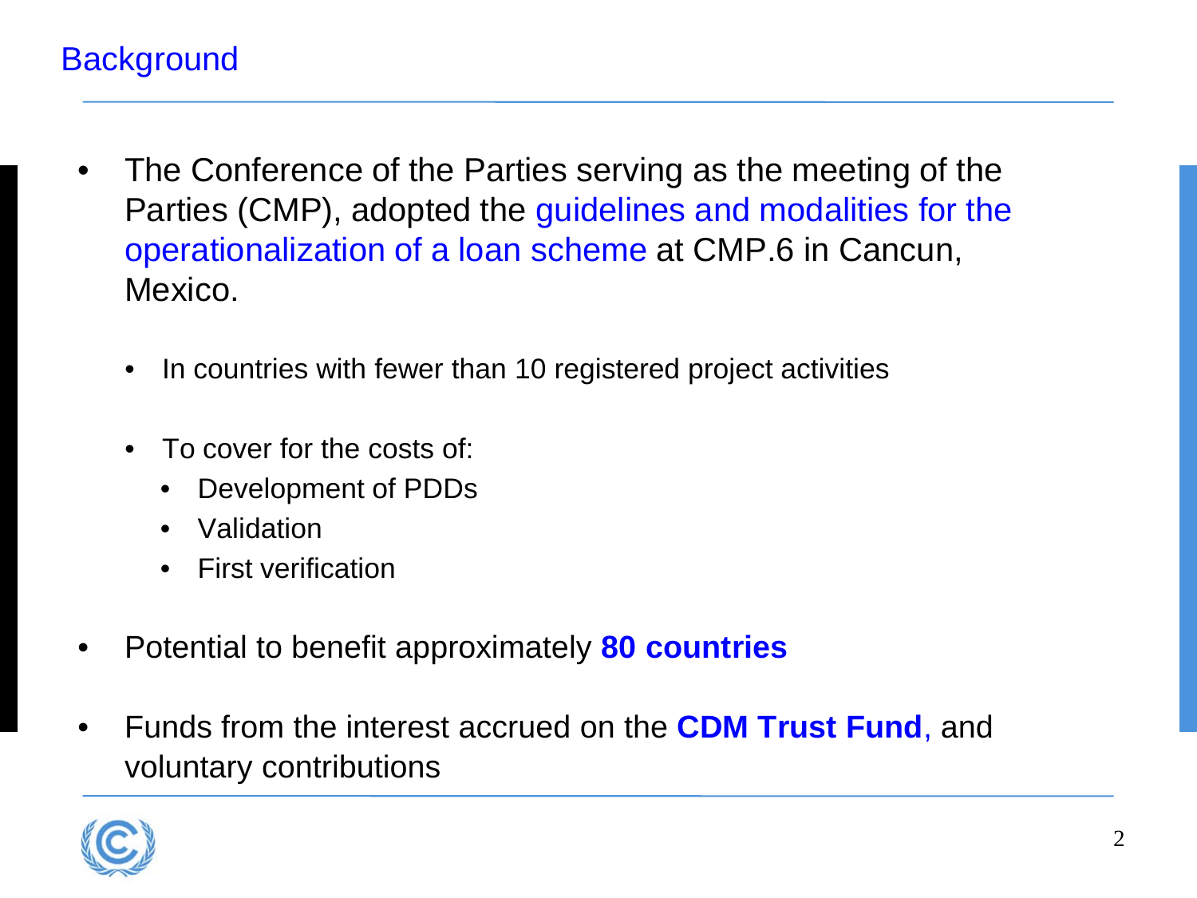## Background

- The Conference of the Parties serving as the meeting of the Parties (CMP), adopted the guidelines and modalities for the operationalization of a loan scheme at CMP.6 in Cancun, Mexico.
  - In countries with fewer than 10 registered project activities
  - To cover for the costs of:
    - Development of PDDs
    - Validation
    - First verification
- Potential to benefit approximately **80 countries**
- Funds from the interest accrued on the **CDM Trust Fund**, and voluntary contributions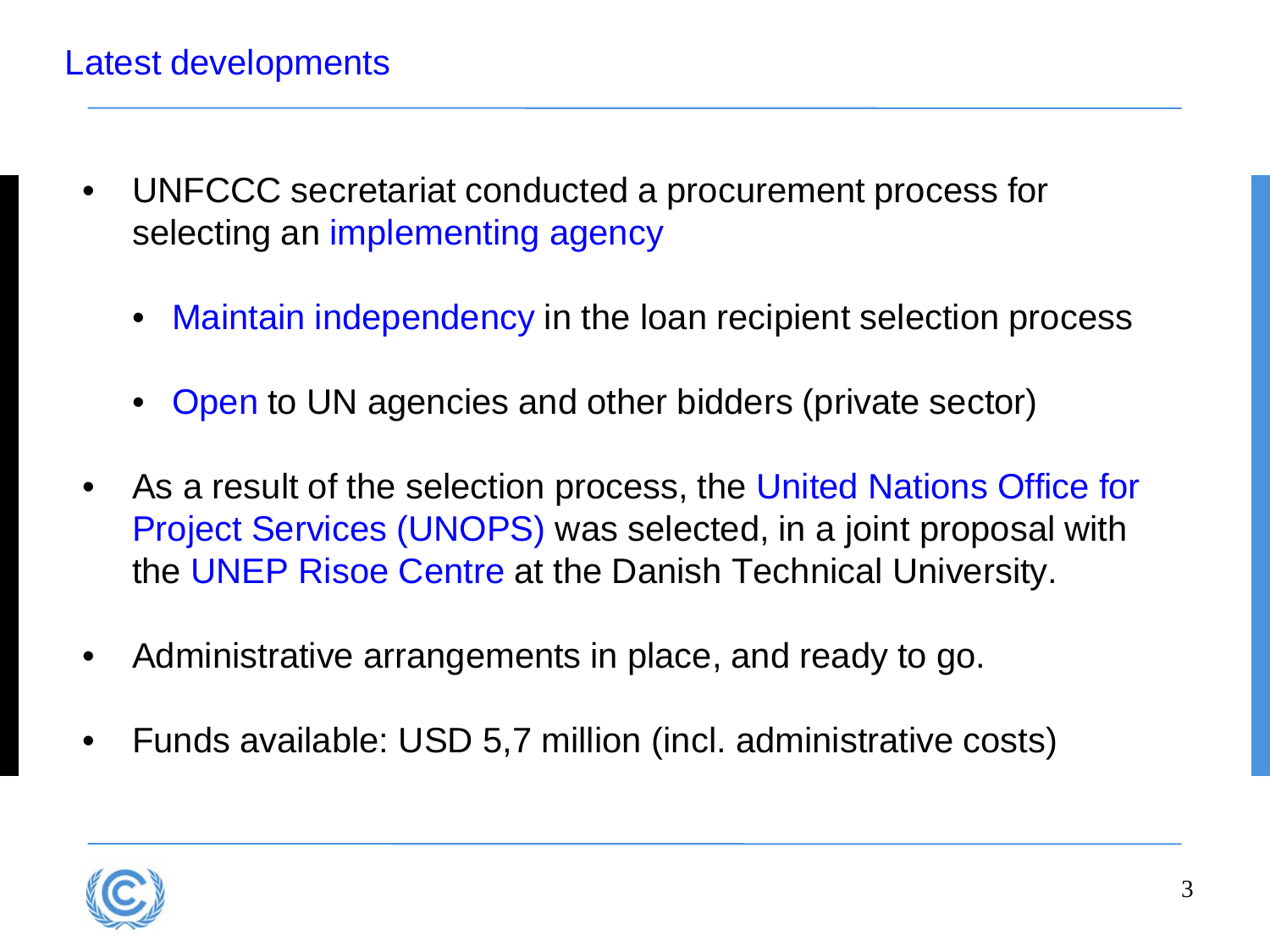## Latest developments

- UNFCCC secretariat conducted a procurement process for selecting an implementing agency
  - Maintain independency in the loan recipient selection process
  - Open to UN agencies and other bidders (private sector)
- As a result of the selection process, the United Nations Office for Project Services (UNOPS) was selected, in a joint proposal with the UNEP Risoe Centre at the Danish Technical University.
- Administrative arrangements in place, and ready to go.
- Funds available: USD 5,7 million (incl. administrative costs)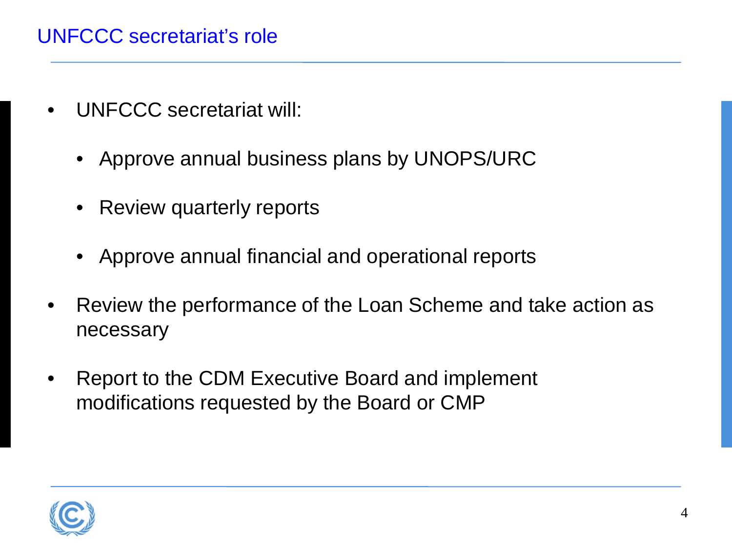## UNFCCC secretariat's role

- UNFCCC secretariat will:
  - Approve annual business plans by UNOPS/URC
  - Review quarterly reports
  - Approve annual financial and operational reports
- Review the performance of the Loan Scheme and take action as necessary
- Report to the CDM Executive Board and implement modifications requested by the Board or CMP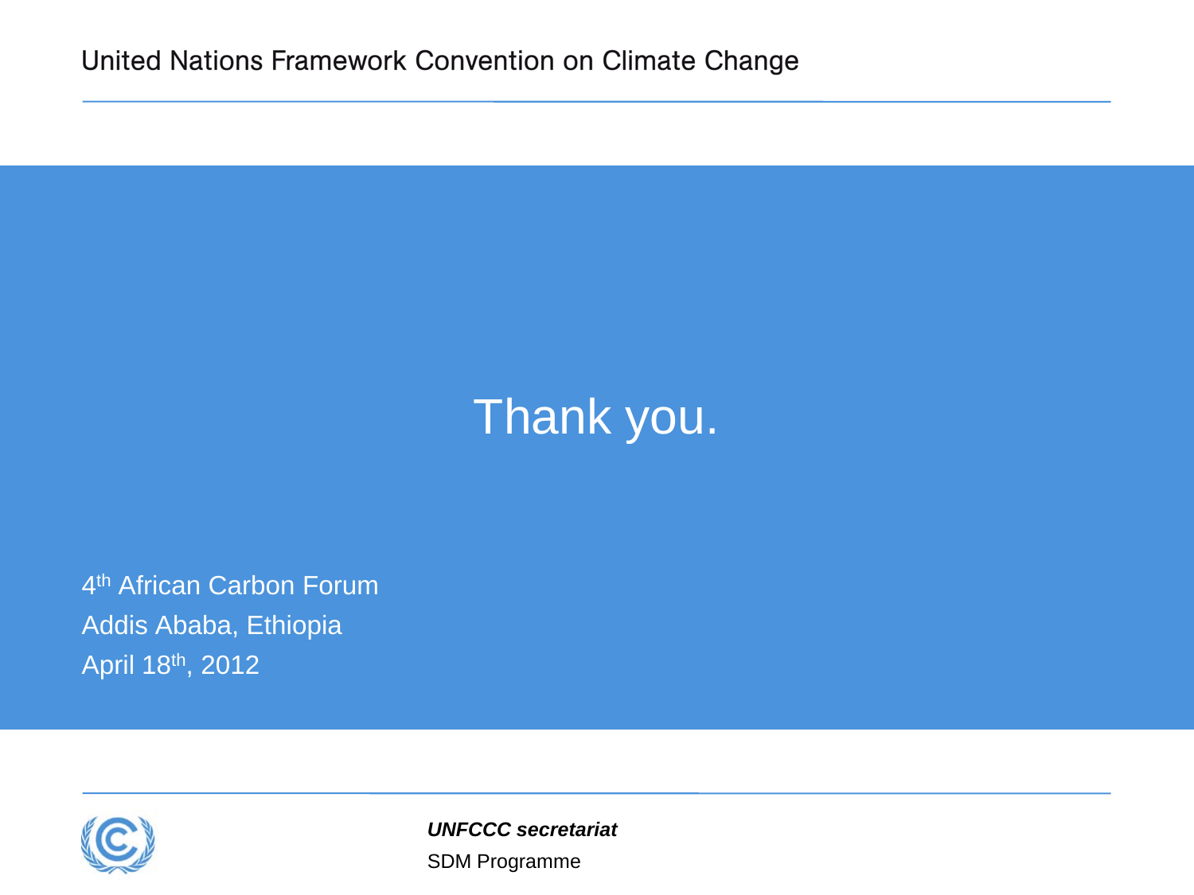# Thank you.

4th African Carbon Forum
Addis Ababa, Ethiopia
April 18th, 2012

***UNFCCC secretariat***
SDM Programme